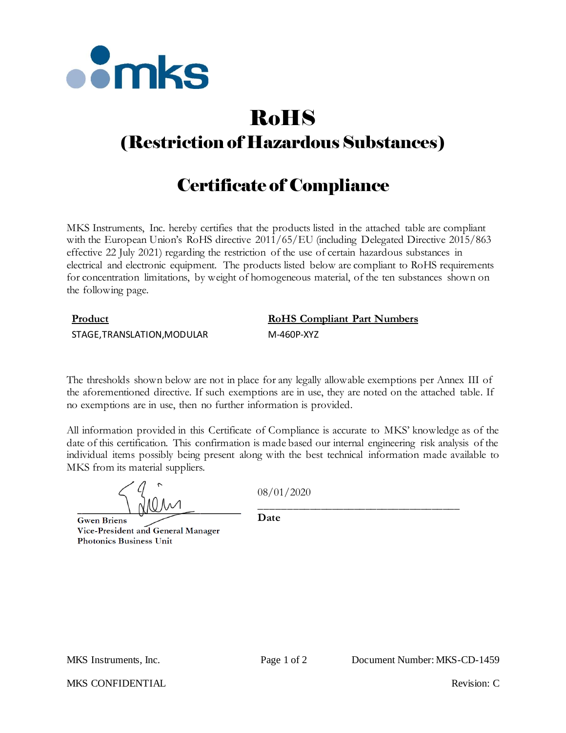# RoHS

## (Restriction of Hazardous Substances)

## Certificate of Compliance

MKS Instruments, Inc. hereby certifies that the products listed in the attached table are compliant with the European Union's RoHS directive 2011/65/EU (including Delegated Directive 2015/863 effective 22 July 2021) regarding the restriction of the use of certain hazardous substances in electrical and electronic equipment. The products listed below are compliant to RoHS requirements for concentration limitations, by weight of homogeneous material, of the ten substances shown on the following page.

| Product | RoHS Compliant Part Numbers |
| --- | --- |
| STAGE,TRANSLATION,MODULAR | M-460P-XYZ |

The thresholds shown below are not in place for any legally allowable exemptions per Annex III of the aforementioned directive. If such exemptions are in use, they are noted on the attached table. If no exemptions are in use, then no further information is provided.

All information provided in this Certificate of Compliance is accurate to MKS' knowledge as of the date of this certification. This confirmation is made based our internal engineering risk analysis of the individual items possibly being present along with the best technical information made available to MKS from its material suppliers.

**Gwen Briens**
**Vice-President and General Manager**
**Photonics Business Unit**

08/01/2020
**Date**

MKS Instruments, Inc.

Document Number: MKS-CD-1459

MKS CONFIDENTIAL

Revision: C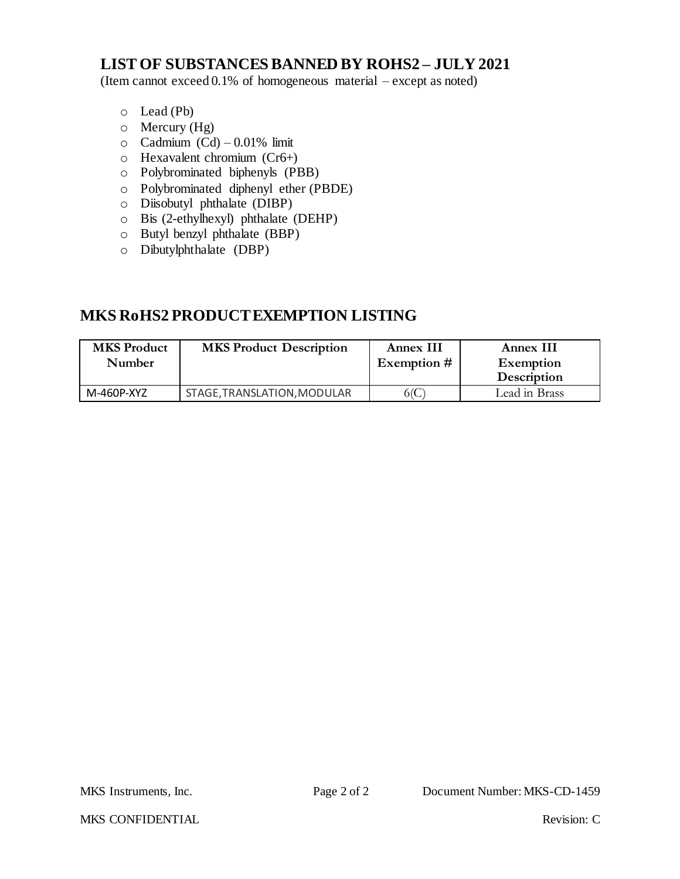## LIST OF SUBSTANCES BANNED BY ROHS2 – JULY 2021

(Item cannot exceed 0.1% of homogeneous material – except as noted)

- Lead (Pb)
- Mercury (Hg)
- Cadmium (Cd) – 0.01% limit
- Hexavalent chromium ($Cr^{6+}$)
- Polybrominated biphenyls (PBB)
- Polybrominated diphenyl ether (PBDE)
- Diisobutyl phthalate (DIBP)
- Bis (2-ethylhexyl) phthalate (DEHP)
- Butyl benzyl phthalate (BBP)
- Dibutylphthalate (DBP)

## MKS RoHS2 PRODUCT EXEMPTION LISTING

| MKS Product Number | MKS Product Description | Annex III Exemption # | Annex III Exemption Description |
|---|---|---|---|
| M-460P-XYZ | STAGE,TRANSLATION,MODULAR | 6(C) | Lead in Brass |

MKS Instruments, Inc. Document Number: MKS-CD-1459

MKS CONFIDENTIAL Revision: C